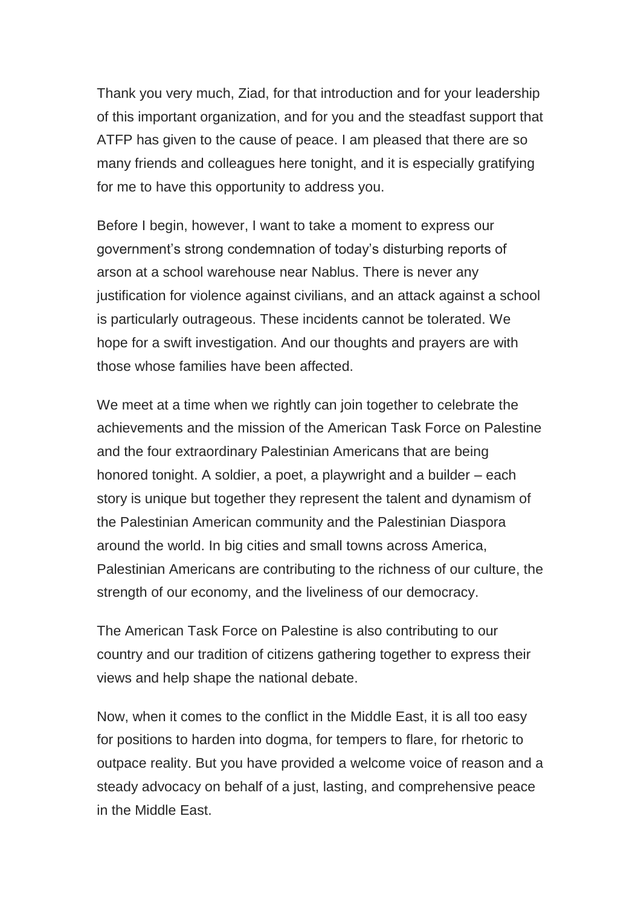Thank you very much, Ziad, for that introduction and for your leadership of this important organization, and for you and the steadfast support that ATFP has given to the cause of peace. I am pleased that there are so many friends and colleagues here tonight, and it is especially gratifying for me to have this opportunity to address you.

Before I begin, however, I want to take a moment to express our government's strong condemnation of today's disturbing reports of arson at a school warehouse near Nablus. There is never any justification for violence against civilians, and an attack against a school is particularly outrageous. These incidents cannot be tolerated. We hope for a swift investigation. And our thoughts and prayers are with those whose families have been affected.

We meet at a time when we rightly can join together to celebrate the achievements and the mission of the American Task Force on Palestine and the four extraordinary Palestinian Americans that are being honored tonight. A soldier, a poet, a playwright and a builder – each story is unique but together they represent the talent and dynamism of the Palestinian American community and the Palestinian Diaspora around the world. In big cities and small towns across America, Palestinian Americans are contributing to the richness of our culture, the strength of our economy, and the liveliness of our democracy.

The American Task Force on Palestine is also contributing to our country and our tradition of citizens gathering together to express their views and help shape the national debate.

Now, when it comes to the conflict in the Middle East, it is all too easy for positions to harden into dogma, for tempers to flare, for rhetoric to outpace reality. But you have provided a welcome voice of reason and a steady advocacy on behalf of a just, lasting, and comprehensive peace in the Middle East.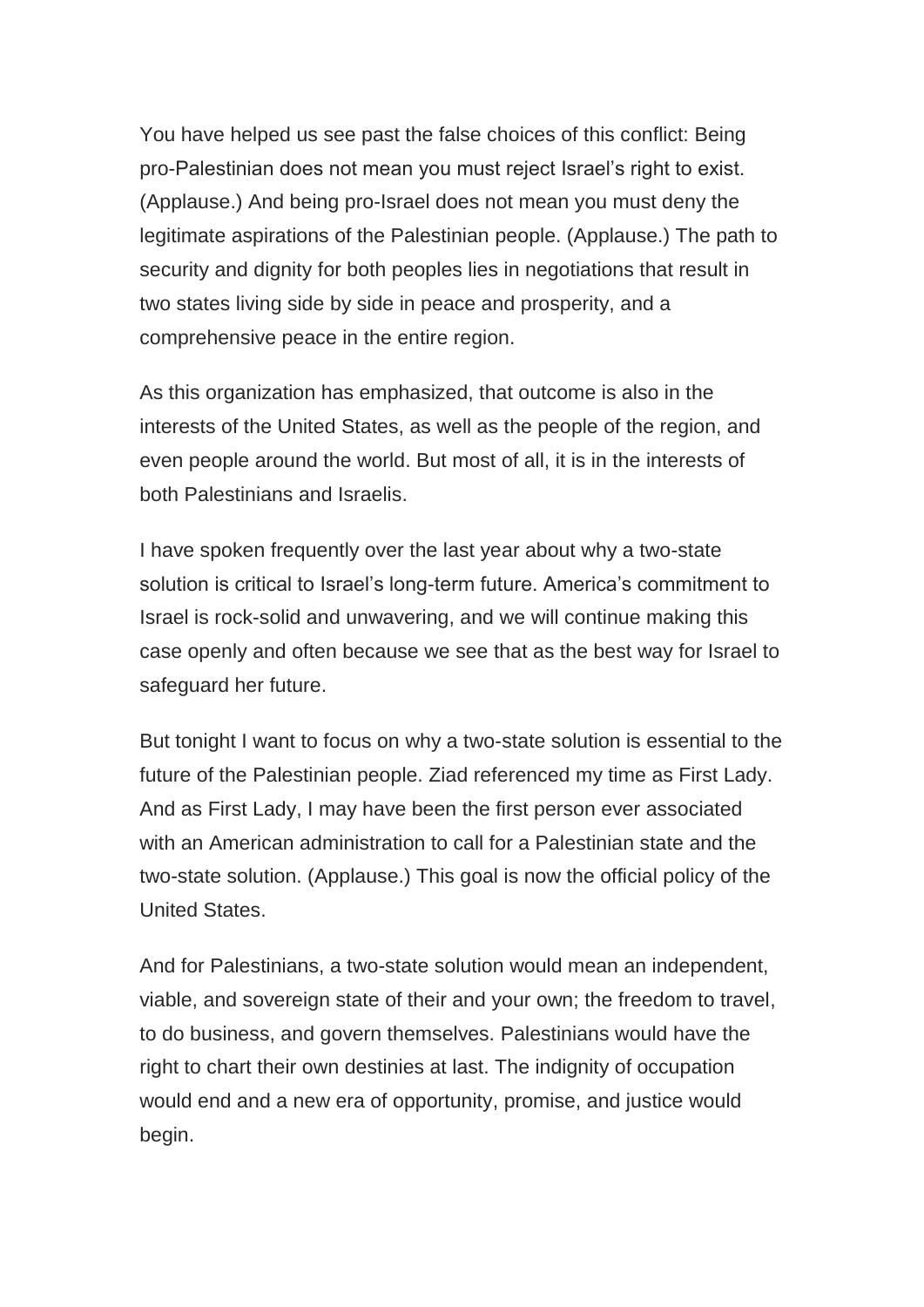You have helped us see past the false choices of this conflict: Being pro-Palestinian does not mean you must reject Israel's right to exist. (Applause.) And being pro-Israel does not mean you must deny the legitimate aspirations of the Palestinian people. (Applause.) The path to security and dignity for both peoples lies in negotiations that result in two states living side by side in peace and prosperity, and a comprehensive peace in the entire region.

As this organization has emphasized, that outcome is also in the interests of the United States, as well as the people of the region, and even people around the world. But most of all, it is in the interests of both Palestinians and Israelis.

I have spoken frequently over the last year about why a two-state solution is critical to Israel's long-term future. America's commitment to Israel is rock-solid and unwavering, and we will continue making this case openly and often because we see that as the best way for Israel to safeguard her future.

But tonight I want to focus on why a two-state solution is essential to the future of the Palestinian people. Ziad referenced my time as First Lady. And as First Lady, I may have been the first person ever associated with an American administration to call for a Palestinian state and the two-state solution. (Applause.) This goal is now the official policy of the United States.

And for Palestinians, a two-state solution would mean an independent, viable, and sovereign state of their and your own; the freedom to travel, to do business, and govern themselves. Palestinians would have the right to chart their own destinies at last. The indignity of occupation would end and a new era of opportunity, promise, and justice would begin.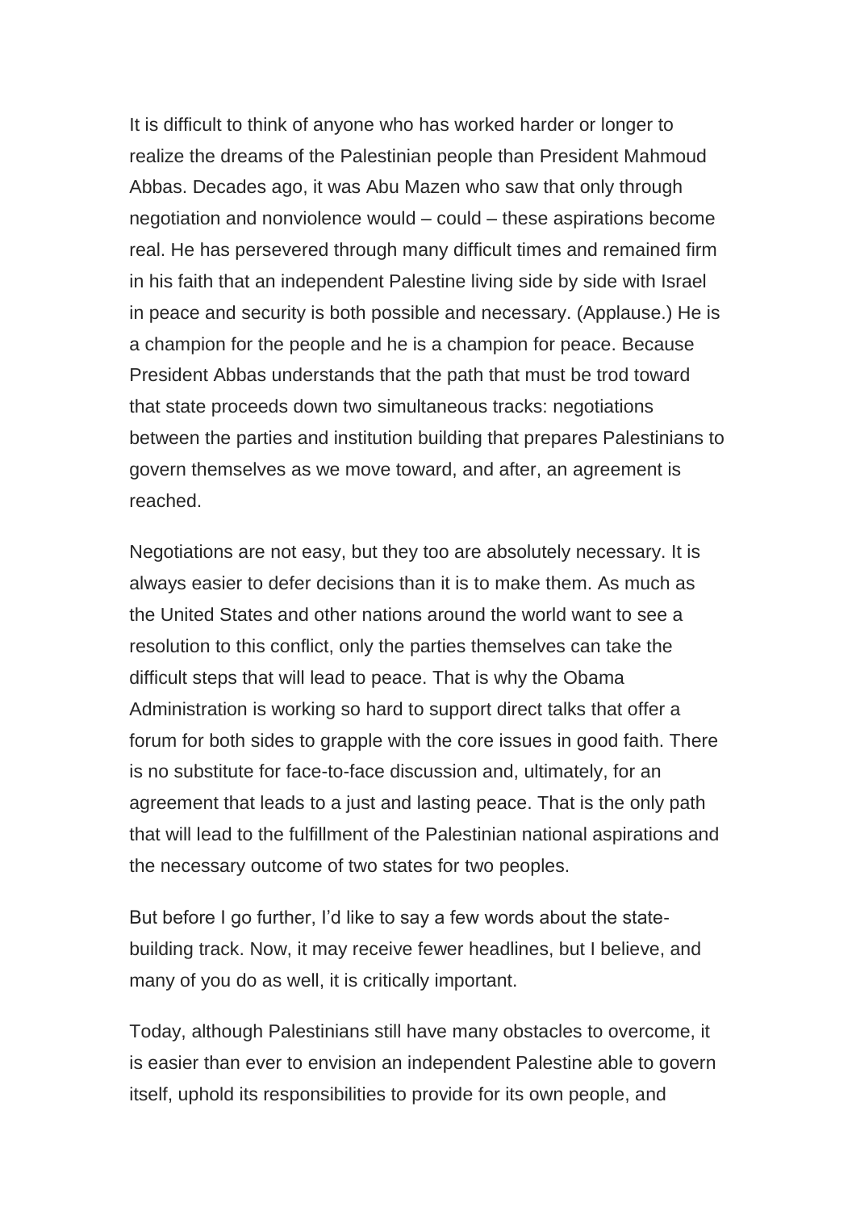It is difficult to think of anyone who has worked harder or longer to realize the dreams of the Palestinian people than President Mahmoud Abbas. Decades ago, it was Abu Mazen who saw that only through negotiation and nonviolence would – could – these aspirations become real. He has persevered through many difficult times and remained firm in his faith that an independent Palestine living side by side with Israel in peace and security is both possible and necessary. (Applause.) He is a champion for the people and he is a champion for peace. Because President Abbas understands that the path that must be trod toward that state proceeds down two simultaneous tracks: negotiations between the parties and institution building that prepares Palestinians to govern themselves as we move toward, and after, an agreement is reached.

Negotiations are not easy, but they too are absolutely necessary. It is always easier to defer decisions than it is to make them. As much as the United States and other nations around the world want to see a resolution to this conflict, only the parties themselves can take the difficult steps that will lead to peace. That is why the Obama Administration is working so hard to support direct talks that offer a forum for both sides to grapple with the core issues in good faith. There is no substitute for face-to-face discussion and, ultimately, for an agreement that leads to a just and lasting peace. That is the only path that will lead to the fulfillment of the Palestinian national aspirations and the necessary outcome of two states for two peoples.

But before I go further, I'd like to say a few words about the state-building track. Now, it may receive fewer headlines, but I believe, and many of you do as well, it is critically important.

Today, although Palestinians still have many obstacles to overcome, it is easier than ever to envision an independent Palestine able to govern itself, uphold its responsibilities to provide for its own people, and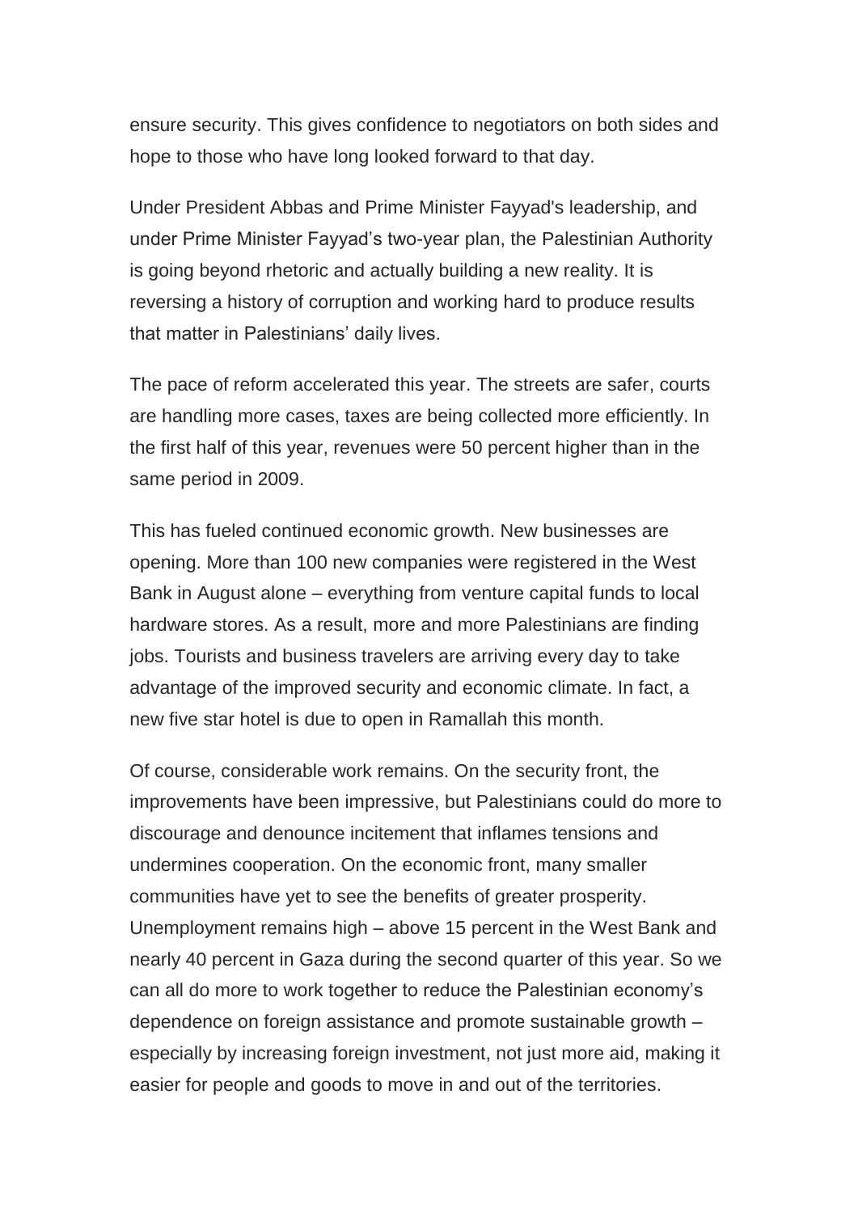ensure security. This gives confidence to negotiators on both sides and hope to those who have long looked forward to that day.

Under President Abbas and Prime Minister Fayyad's leadership, and under Prime Minister Fayyad's two-year plan, the Palestinian Authority is going beyond rhetoric and actually building a new reality. It is reversing a history of corruption and working hard to produce results that matter in Palestinians' daily lives.

The pace of reform accelerated this year. The streets are safer, courts are handling more cases, taxes are being collected more efficiently. In the first half of this year, revenues were 50 percent higher than in the same period in 2009.

This has fueled continued economic growth. New businesses are opening. More than 100 new companies were registered in the West Bank in August alone – everything from venture capital funds to local hardware stores. As a result, more and more Palestinians are finding jobs. Tourists and business travelers are arriving every day to take advantage of the improved security and economic climate. In fact, a new five star hotel is due to open in Ramallah this month.

Of course, considerable work remains. On the security front, the improvements have been impressive, but Palestinians could do more to discourage and denounce incitement that inflames tensions and undermines cooperation. On the economic front, many smaller communities have yet to see the benefits of greater prosperity. Unemployment remains high – above 15 percent in the West Bank and nearly 40 percent in Gaza during the second quarter of this year. So we can all do more to work together to reduce the Palestinian economy's dependence on foreign assistance and promote sustainable growth – especially by increasing foreign investment, not just more aid, making it easier for people and goods to move in and out of the territories.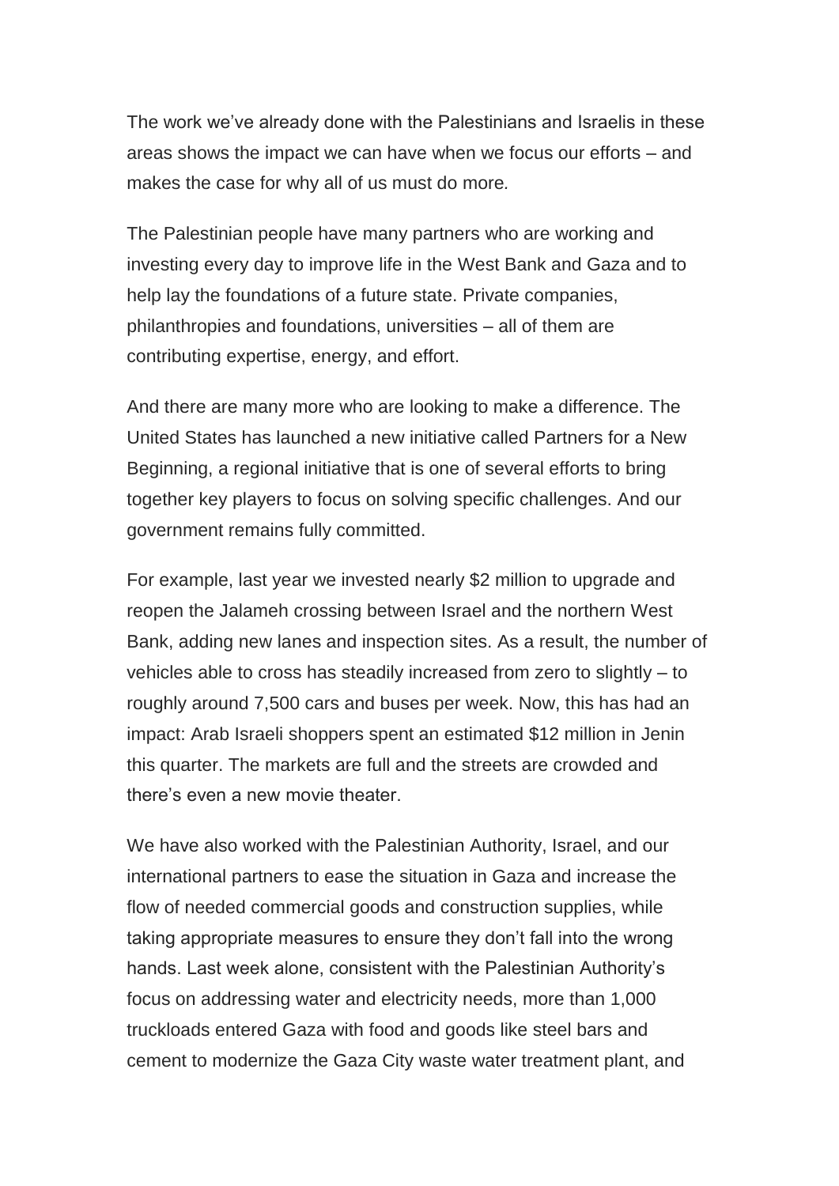The work we've already done with the Palestinians and Israelis in these areas shows the impact we can have when we focus our efforts – and makes the case for why all of us must do more.

The Palestinian people have many partners who are working and investing every day to improve life in the West Bank and Gaza and to help lay the foundations of a future state. Private companies, philanthropies and foundations, universities – all of them are contributing expertise, energy, and effort.

And there are many more who are looking to make a difference. The United States has launched a new initiative called Partners for a New Beginning, a regional initiative that is one of several efforts to bring together key players to focus on solving specific challenges. And our government remains fully committed.

For example, last year we invested nearly $2 million to upgrade and reopen the Jalameh crossing between Israel and the northern West Bank, adding new lanes and inspection sites. As a result, the number of vehicles able to cross has steadily increased from zero to slightly – to roughly around 7,500 cars and buses per week. Now, this has had an impact: Arab Israeli shoppers spent an estimated $12 million in Jenin this quarter. The markets are full and the streets are crowded and there's even a new movie theater.

We have also worked with the Palestinian Authority, Israel, and our international partners to ease the situation in Gaza and increase the flow of needed commercial goods and construction supplies, while taking appropriate measures to ensure they don't fall into the wrong hands. Last week alone, consistent with the Palestinian Authority's focus on addressing water and electricity needs, more than 1,000 truckloads entered Gaza with food and goods like steel bars and cement to modernize the Gaza City waste water treatment plant, and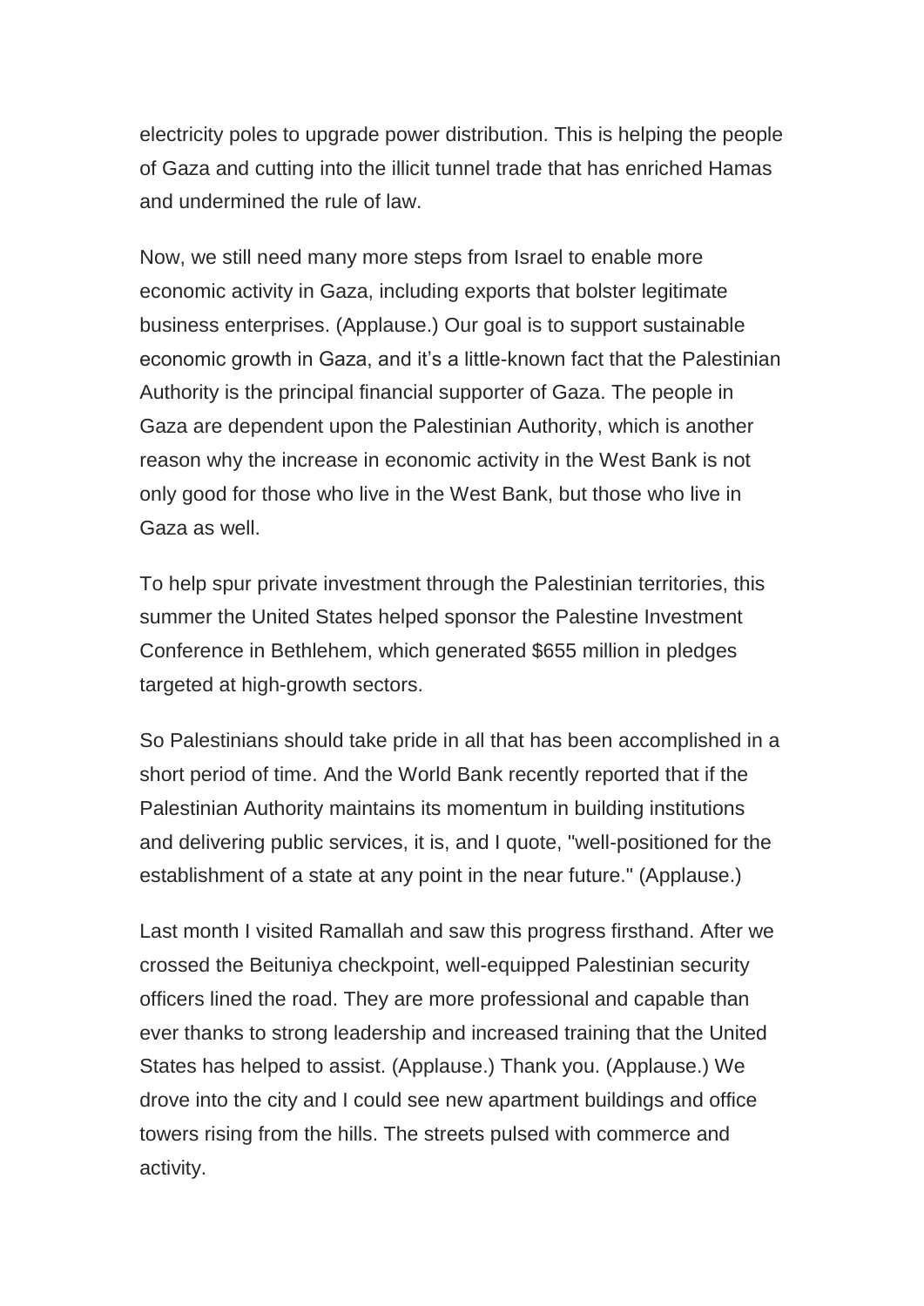electricity poles to upgrade power distribution. This is helping the people of Gaza and cutting into the illicit tunnel trade that has enriched Hamas and undermined the rule of law.

Now, we still need many more steps from Israel to enable more economic activity in Gaza, including exports that bolster legitimate business enterprises. (Applause.) Our goal is to support sustainable economic growth in Gaza, and it's a little-known fact that the Palestinian Authority is the principal financial supporter of Gaza. The people in Gaza are dependent upon the Palestinian Authority, which is another reason why the increase in economic activity in the West Bank is not only good for those who live in the West Bank, but those who live in Gaza as well.

To help spur private investment through the Palestinian territories, this summer the United States helped sponsor the Palestine Investment Conference in Bethlehem, which generated $655 million in pledges targeted at high-growth sectors.

So Palestinians should take pride in all that has been accomplished in a short period of time. And the World Bank recently reported that if the Palestinian Authority maintains its momentum in building institutions and delivering public services, it is, and I quote, "well-positioned for the establishment of a state at any point in the near future." (Applause.)

Last month I visited Ramallah and saw this progress firsthand. After we crossed the Beituniya checkpoint, well-equipped Palestinian security officers lined the road. They are more professional and capable than ever thanks to strong leadership and increased training that the United States has helped to assist. (Applause.) Thank you. (Applause.) We drove into the city and I could see new apartment buildings and office towers rising from the hills. The streets pulsed with commerce and activity.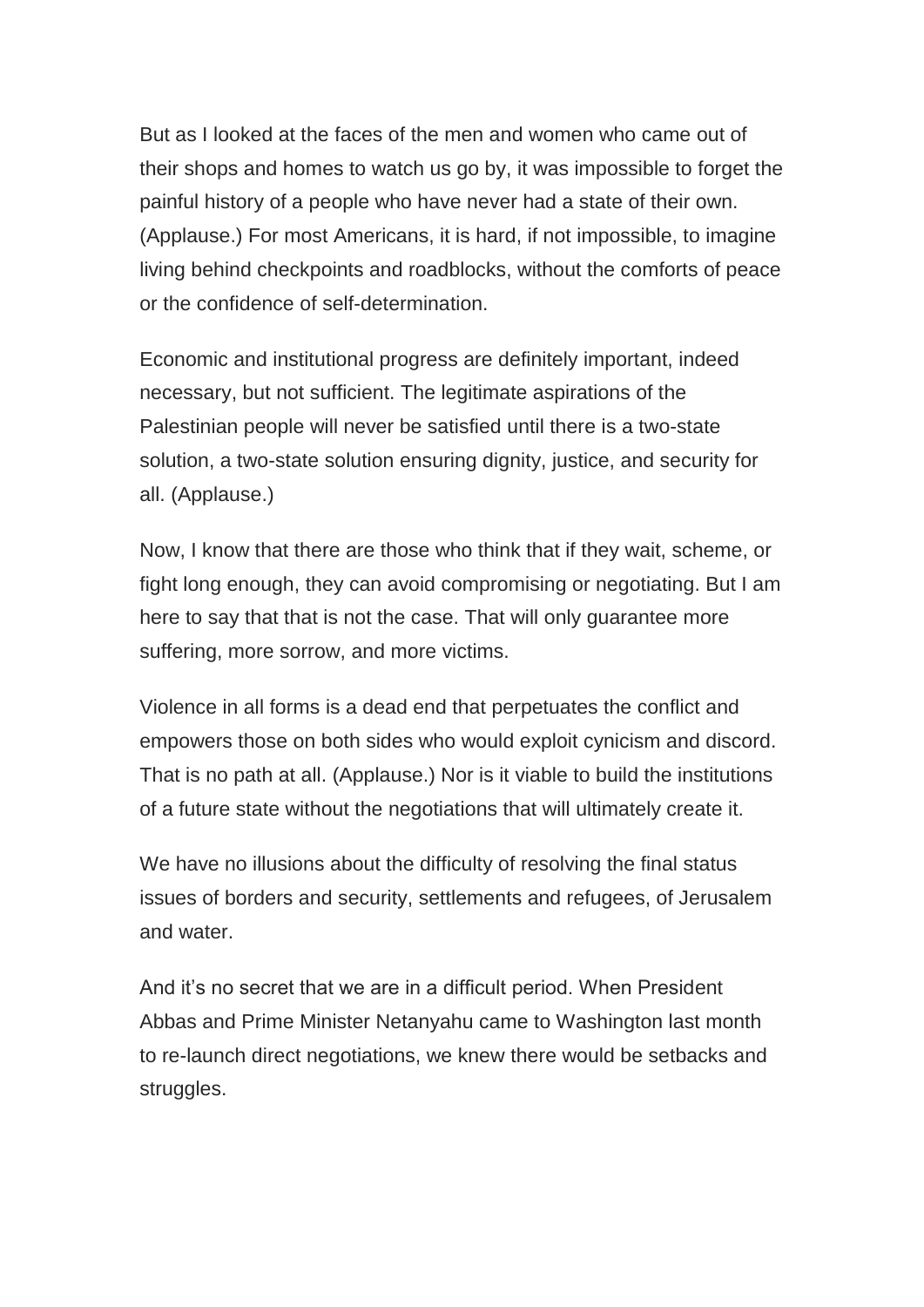But as I looked at the faces of the men and women who came out of their shops and homes to watch us go by, it was impossible to forget the painful history of a people who have never had a state of their own. (Applause.) For most Americans, it is hard, if not impossible, to imagine living behind checkpoints and roadblocks, without the comforts of peace or the confidence of self-determination.

Economic and institutional progress are definitely important, indeed necessary, but not sufficient. The legitimate aspirations of the Palestinian people will never be satisfied until there is a two-state solution, a two-state solution ensuring dignity, justice, and security for all. (Applause.)

Now, I know that there are those who think that if they wait, scheme, or fight long enough, they can avoid compromising or negotiating. But I am here to say that that is not the case. That will only guarantee more suffering, more sorrow, and more victims.

Violence in all forms is a dead end that perpetuates the conflict and empowers those on both sides who would exploit cynicism and discord. That is no path at all. (Applause.) Nor is it viable to build the institutions of a future state without the negotiations that will ultimately create it.

We have no illusions about the difficulty of resolving the final status issues of borders and security, settlements and refugees, of Jerusalem and water.

And it's no secret that we are in a difficult period. When President Abbas and Prime Minister Netanyahu came to Washington last month to re-launch direct negotiations, we knew there would be setbacks and struggles.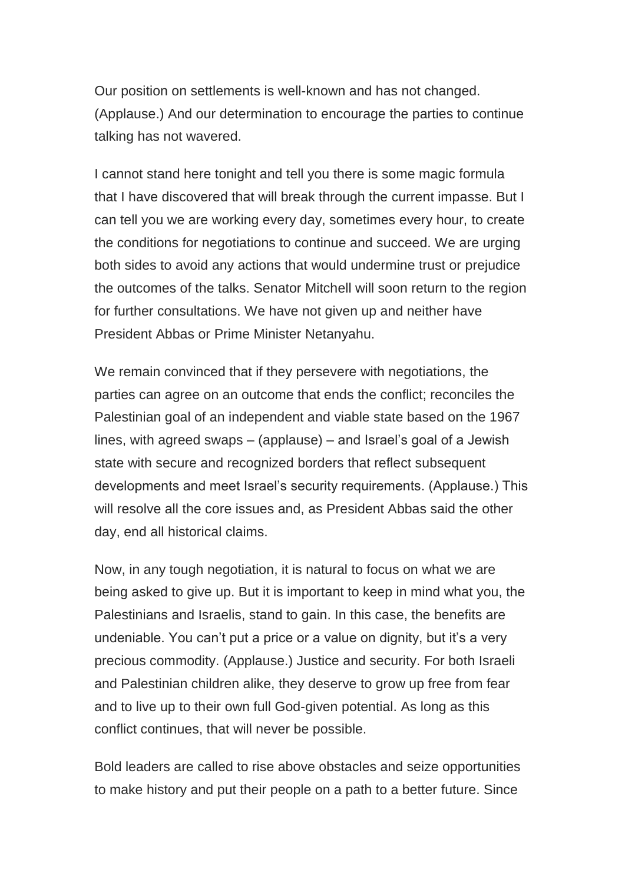Our position on settlements is well-known and has not changed. (Applause.) And our determination to encourage the parties to continue talking has not wavered.

I cannot stand here tonight and tell you there is some magic formula that I have discovered that will break through the current impasse. But I can tell you we are working every day, sometimes every hour, to create the conditions for negotiations to continue and succeed. We are urging both sides to avoid any actions that would undermine trust or prejudice the outcomes of the talks. Senator Mitchell will soon return to the region for further consultations. We have not given up and neither have President Abbas or Prime Minister Netanyahu.

We remain convinced that if they persevere with negotiations, the parties can agree on an outcome that ends the conflict; reconciles the Palestinian goal of an independent and viable state based on the 1967 lines, with agreed swaps – (applause) – and Israel's goal of a Jewish state with secure and recognized borders that reflect subsequent developments and meet Israel's security requirements. (Applause.) This will resolve all the core issues and, as President Abbas said the other day, end all historical claims.

Now, in any tough negotiation, it is natural to focus on what we are being asked to give up. But it is important to keep in mind what you, the Palestinians and Israelis, stand to gain. In this case, the benefits are undeniable. You can't put a price or a value on dignity, but it's a very precious commodity. (Applause.) Justice and security. For both Israeli and Palestinian children alike, they deserve to grow up free from fear and to live up to their own full God-given potential. As long as this conflict continues, that will never be possible.

Bold leaders are called to rise above obstacles and seize opportunities to make history and put their people on a path to a better future. Since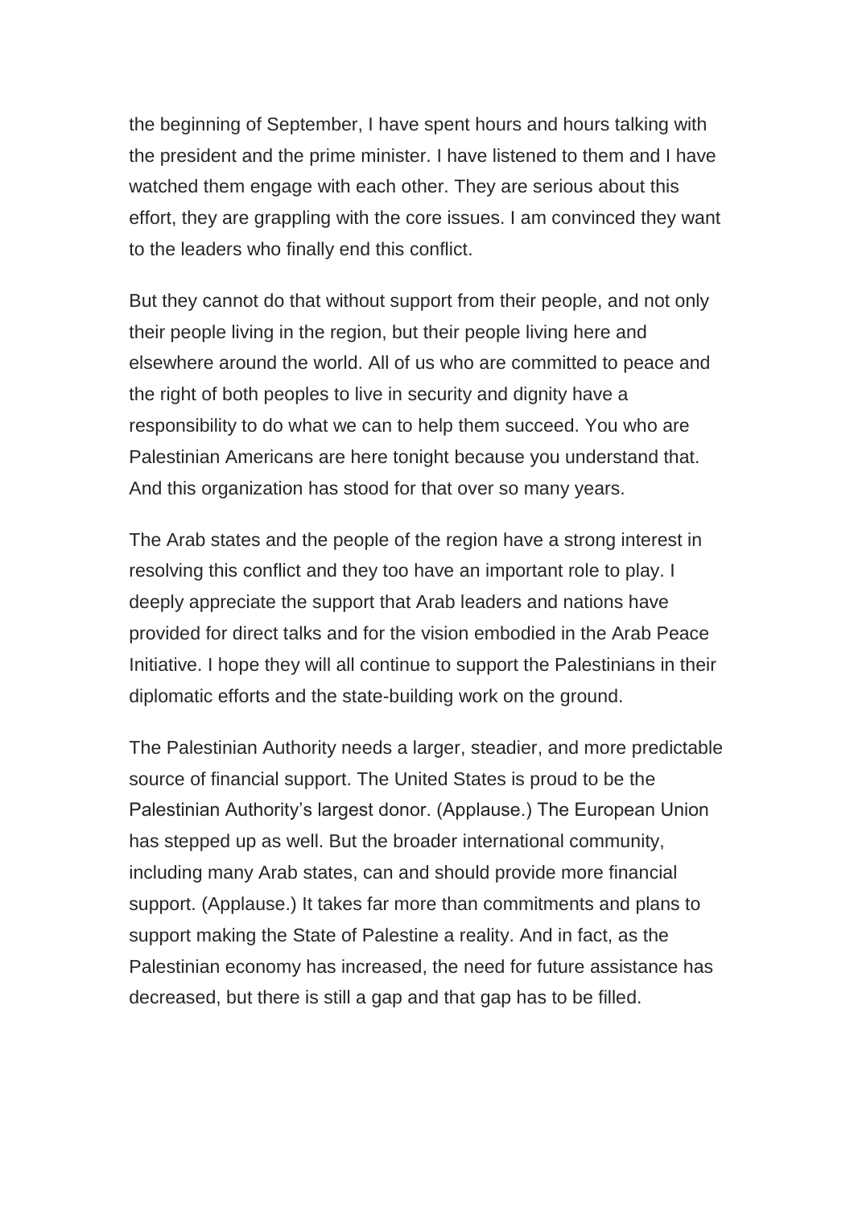the beginning of September, I have spent hours and hours talking with the president and the prime minister. I have listened to them and I have watched them engage with each other. They are serious about this effort, they are grappling with the core issues. I am convinced they want to the leaders who finally end this conflict.

But they cannot do that without support from their people, and not only their people living in the region, but their people living here and elsewhere around the world. All of us who are committed to peace and the right of both peoples to live in security and dignity have a responsibility to do what we can to help them succeed. You who are Palestinian Americans are here tonight because you understand that. And this organization has stood for that over so many years.

The Arab states and the people of the region have a strong interest in resolving this conflict and they too have an important role to play. I deeply appreciate the support that Arab leaders and nations have provided for direct talks and for the vision embodied in the Arab Peace Initiative. I hope they will all continue to support the Palestinians in their diplomatic efforts and the state-building work on the ground.

The Palestinian Authority needs a larger, steadier, and more predictable source of financial support. The United States is proud to be the Palestinian Authority's largest donor. (Applause.) The European Union has stepped up as well. But the broader international community, including many Arab states, can and should provide more financial support. (Applause.) It takes far more than commitments and plans to support making the State of Palestine a reality. And in fact, as the Palestinian economy has increased, the need for future assistance has decreased, but there is still a gap and that gap has to be filled.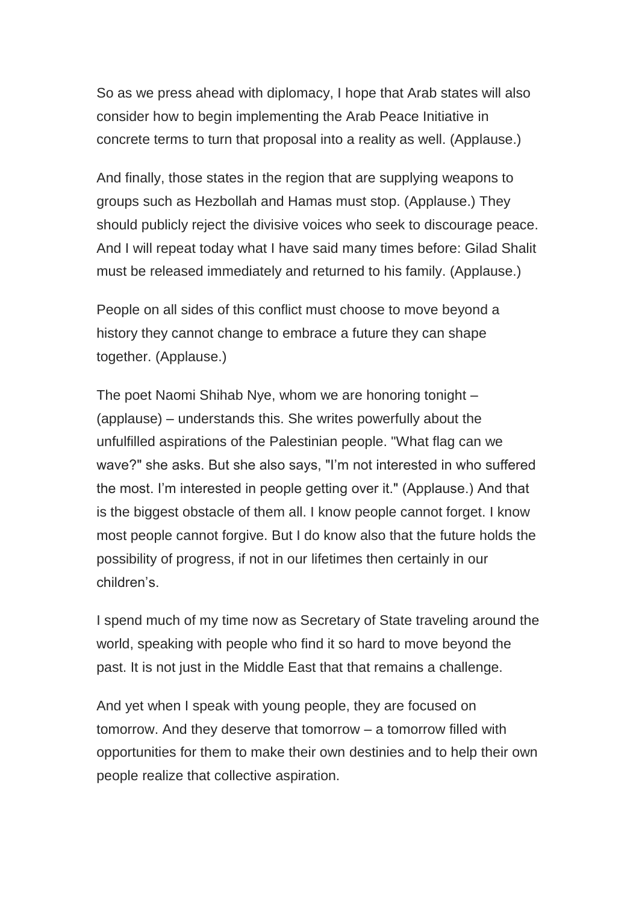So as we press ahead with diplomacy, I hope that Arab states will also consider how to begin implementing the Arab Peace Initiative in concrete terms to turn that proposal into a reality as well. (Applause.)

And finally, those states in the region that are supplying weapons to groups such as Hezbollah and Hamas must stop. (Applause.) They should publicly reject the divisive voices who seek to discourage peace. And I will repeat today what I have said many times before: Gilad Shalit must be released immediately and returned to his family. (Applause.)

People on all sides of this conflict must choose to move beyond a history they cannot change to embrace a future they can shape together. (Applause.)

The poet Naomi Shihab Nye, whom we are honoring tonight – (applause) – understands this. She writes powerfully about the unfulfilled aspirations of the Palestinian people. "What flag can we wave?" she asks. But she also says, "I'm not interested in who suffered the most. I'm interested in people getting over it." (Applause.) And that is the biggest obstacle of them all. I know people cannot forget. I know most people cannot forgive. But I do know also that the future holds the possibility of progress, if not in our lifetimes then certainly in our children's.

I spend much of my time now as Secretary of State traveling around the world, speaking with people who find it so hard to move beyond the past. It is not just in the Middle East that that remains a challenge.

And yet when I speak with young people, they are focused on tomorrow. And they deserve that tomorrow – a tomorrow filled with opportunities for them to make their own destinies and to help their own people realize that collective aspiration.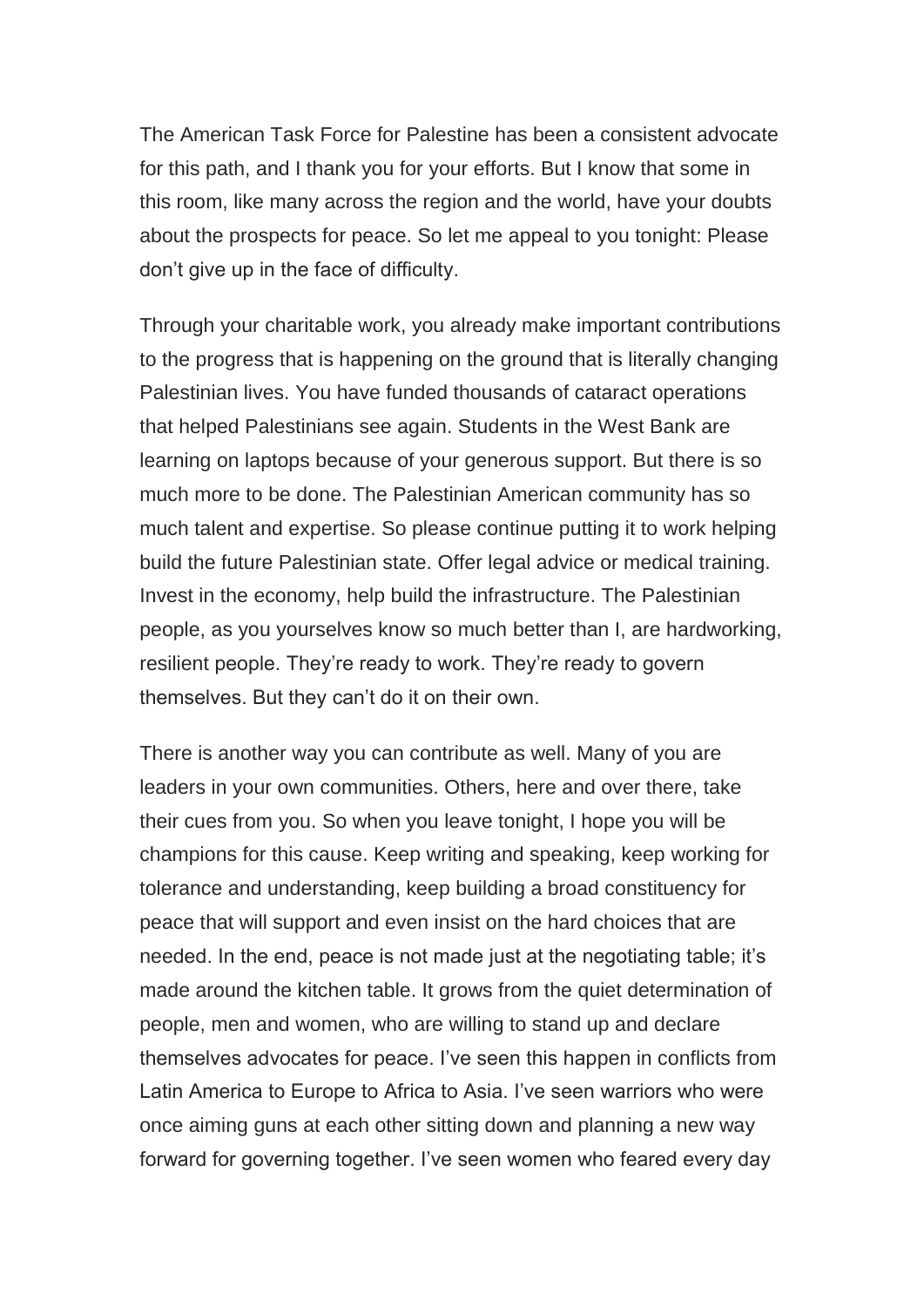The American Task Force for Palestine has been a consistent advocate for this path, and I thank you for your efforts. But I know that some in this room, like many across the region and the world, have your doubts about the prospects for peace. So let me appeal to you tonight: Please don't give up in the face of difficulty.

Through your charitable work, you already make important contributions to the progress that is happening on the ground that is literally changing Palestinian lives. You have funded thousands of cataract operations that helped Palestinians see again. Students in the West Bank are learning on laptops because of your generous support. But there is so much more to be done. The Palestinian American community has so much talent and expertise. So please continue putting it to work helping build the future Palestinian state. Offer legal advice or medical training. Invest in the economy, help build the infrastructure. The Palestinian people, as you yourselves know so much better than I, are hardworking, resilient people. They're ready to work. They're ready to govern themselves. But they can't do it on their own.

There is another way you can contribute as well. Many of you are leaders in your own communities. Others, here and over there, take their cues from you. So when you leave tonight, I hope you will be champions for this cause. Keep writing and speaking, keep working for tolerance and understanding, keep building a broad constituency for peace that will support and even insist on the hard choices that are needed. In the end, peace is not made just at the negotiating table; it's made around the kitchen table. It grows from the quiet determination of people, men and women, who are willing to stand up and declare themselves advocates for peace. I've seen this happen in conflicts from Latin America to Europe to Africa to Asia. I've seen warriors who were once aiming guns at each other sitting down and planning a new way forward for governing together. I've seen women who feared every day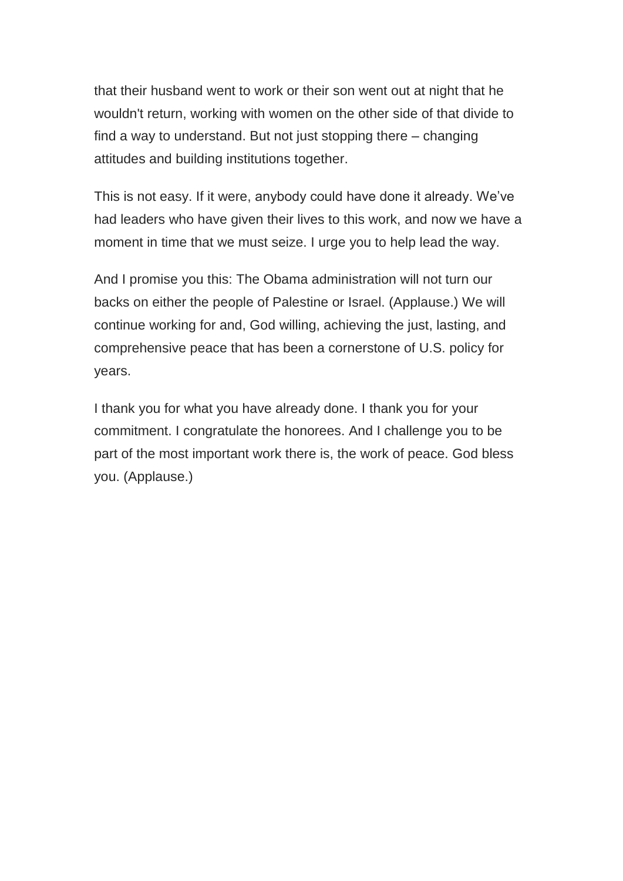that their husband went to work or their son went out at night that he wouldn't return, working with women on the other side of that divide to find a way to understand. But not just stopping there – changing attitudes and building institutions together.

This is not easy. If it were, anybody could have done it already. We've had leaders who have given their lives to this work, and now we have a moment in time that we must seize. I urge you to help lead the way.

And I promise you this: The Obama administration will not turn our backs on either the people of Palestine or Israel. (Applause.) We will continue working for and, God willing, achieving the just, lasting, and comprehensive peace that has been a cornerstone of U.S. policy for years.

I thank you for what you have already done. I thank you for your commitment. I congratulate the honorees. And I challenge you to be part of the most important work there is, the work of peace. God bless you. (Applause.)